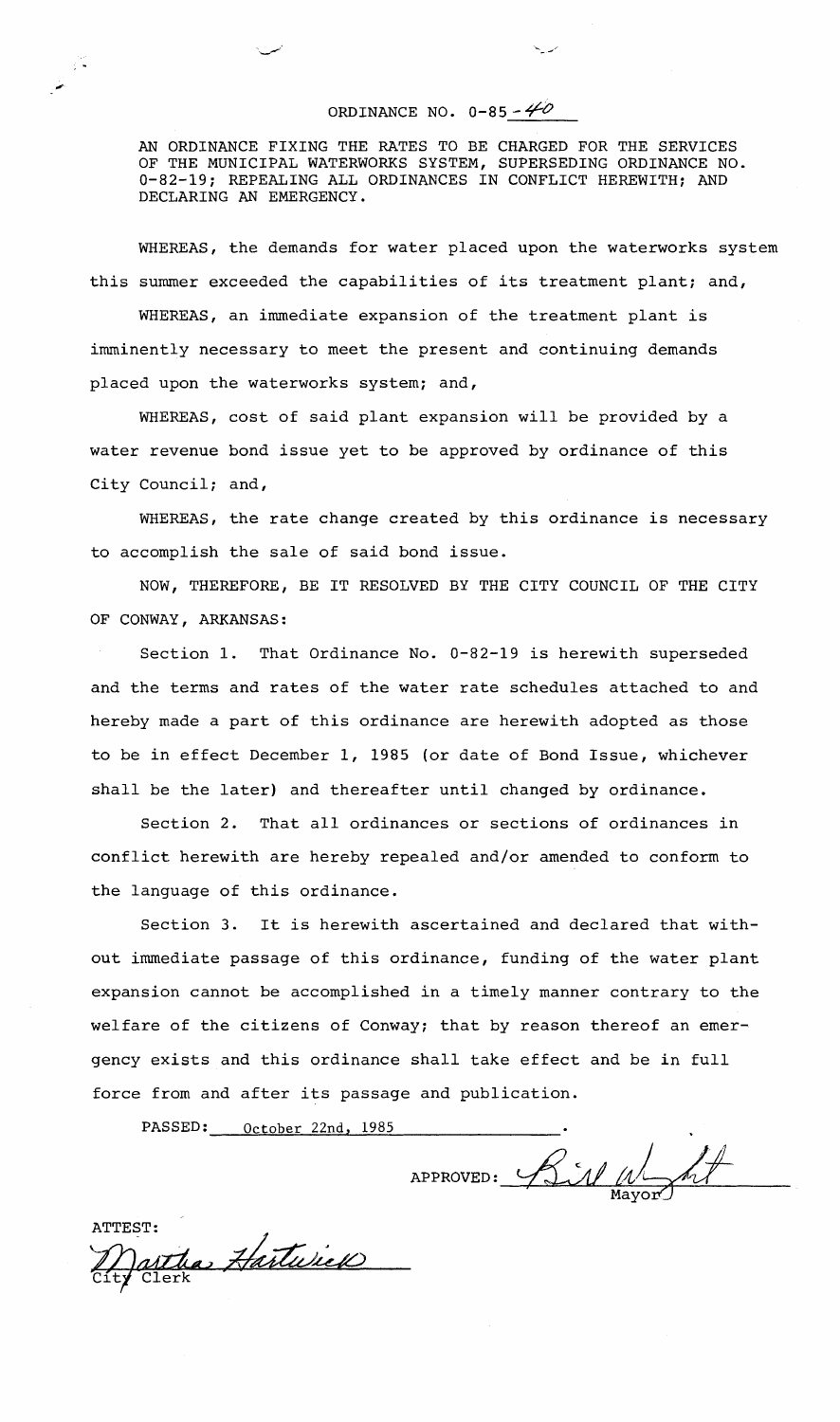# ORDINANCE NO. 0-85-40

AN ORDINANCE FIXING THE RATES TO BE CHARGED FOR THE SERVICES OF THE MUNICIPAL WATERWORKS SYSTEM, SUPERSEDING ORDINANCE NO. 0-82-19; REPEALING ALL ORDINANCES IN CONFLICT HEREWITH; AND DECLARING AN EMERGENCY.

WHEREAS, the demands for water placed upon the waterworks system this summer exceeded the capabilities of its treatment plant; and,

WHEREAS, an immediate expansion of the treatment plant is imminently necessary to meet the present and continuing demands placed upon the waterworks system; and,

WHEREAS, cost of said plant expansion will be provided by a water revenue bond issue yet to be approved by ordinance of this City Council; and,

WHEREAS, the rate change created by this ordinance is necessary to accomplish the sale of said bond issue.

NOW, THEREFORE, BE IT RESOLVED BY THE CITY COUNCIL OF THE CITY OF CONWAY, ARKANSAS:

Section 1. That Ordinance No. 0-82-19 is herewith superseded and the terms and rates of the water rate schedules attached to and hereby made a part of this ordinance are herewith adopted as those to be in effect December 1, 1985 (or date of Bond Issue, whichever shall be the later) and thereafter until changed by ordinance.

Section 2. That all ordinances or sections of ordinances in conflict herewith are hereby repealed and/or amended to conform to the language of this ordinance.

Section 3. It is herewith ascertained and declared that without immediate passage of this ordinance, funding of the water plant expansion cannot be accomplished in a timely manner contrary to the welfare of the citizens of Conway; that by reason thereof an emergency exists and this ordinance shall take effect and be in full force from and after its passage and publication.

PASSED: October 22nd, 1985.

APPROVED: Bill Wright
Mayor

ATTEST:
Martha Hartwick
City Clerk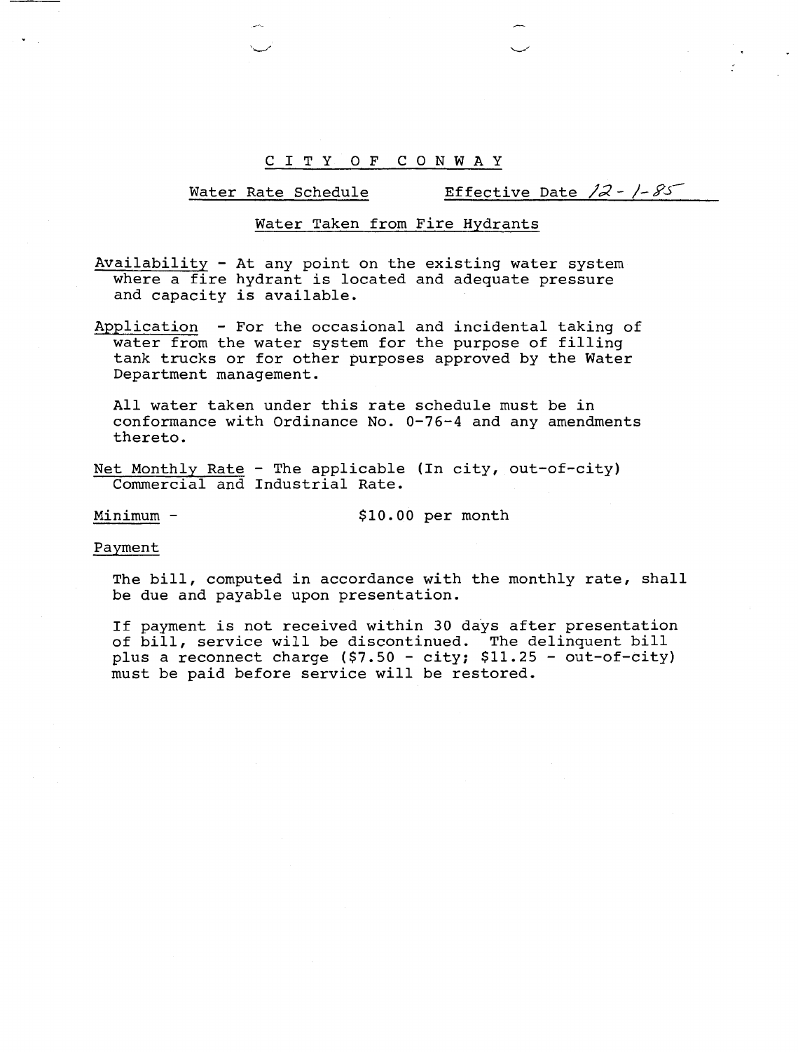# CITY OF CONWAY

## Water Rate Schedule — Effective Date 12-1-85

### Water Taken from Fire Hydrants

Availability - At any point on the existing water system where a fire hydrant is located and adequate pressure and capacity is available.

Application - For the occasional and incidental taking of water from the water system for the purpose of filling tank trucks or for other purposes approved by the Water Department management.

All water taken under this rate schedule must be in conformance with Ordinance No. 0-76-4 and any amendments thereto.

Net Monthly Rate - The applicable (In city, out-of-city) Commercial and Industrial Rate.

Minimum - $10.00 per month

Payment

The bill, computed in accordance with the monthly rate, shall be due and payable upon presentation.

If payment is not received within 30 days after presentation of bill, service will be discontinued. The delinquent bill plus a reconnect charge ($7.50 - city; $11.25 - out-of-city) must be paid before service will be restored.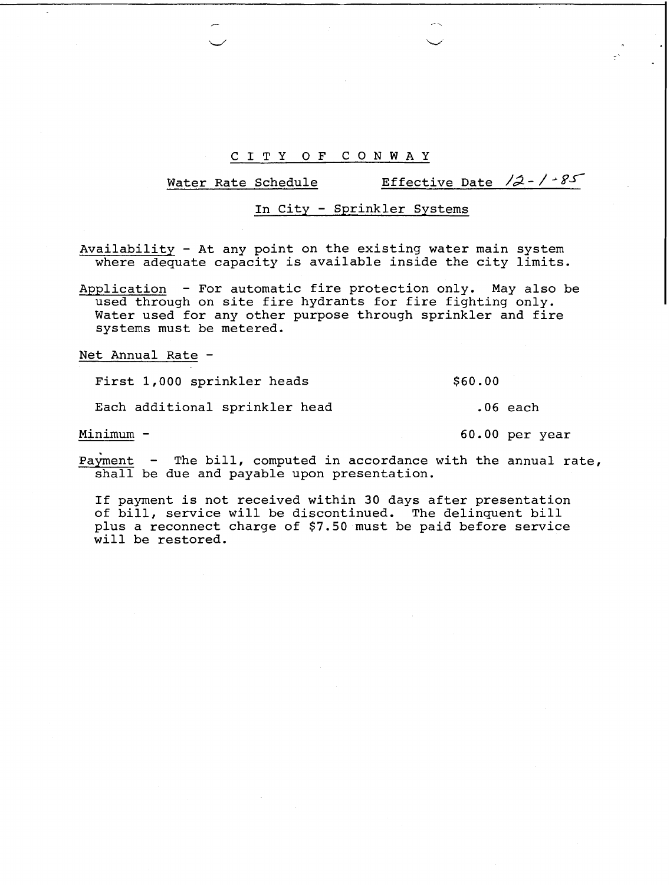# CITY OF CONWAY

## Water Rate Schedule    Effective Date 12-1-85

### In City - Sprinkler Systems

Availability - At any point on the existing water main system where adequate capacity is available inside the city limits.

Application - For automatic fire protection only. May also be used through on site fire hydrants for fire fighting only. Water used for any other purpose through sprinkler and fire systems must be metered.

Net Annual Rate -

| | |
|---|---|
| First 1,000 sprinkler heads | $60.00 |
| Each additional sprinkler head | .06 each |

Minimum - 60.00 per year

Payment - The bill, computed in accordance with the annual rate, shall be due and payable upon presentation.

If payment is not received within 30 days after presentation of bill, service will be discontinued. The delinquent bill plus a reconnect charge of $7.50 must be paid before service will be restored.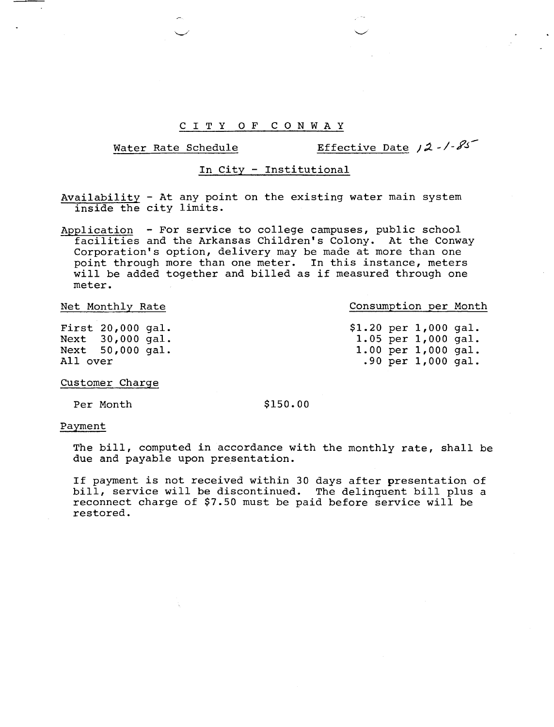# CITY OF CONWAY

Water Rate Schedule    Effective Date 12-1-85

## In City - Institutional

Availability - At any point on the existing water main system inside the city limits.

Application - For service to college campuses, public school facilities and the Arkansas Children's Colony. At the Conway Corporation's option, delivery may be made at more than one point through more than one meter. In this instance, meters will be added together and billed as if measured through one meter.

| Net Monthly Rate | Consumption per Month |
|---|---|
| First 20,000 gal. | $1.20 per 1,000 gal. |
| Next 30,000 gal. | 1.05 per 1,000 gal. |
| Next 50,000 gal. | 1.00 per 1,000 gal. |
| All over | .90 per 1,000 gal. |

Customer Charge

Per Month    $150.00

Payment

The bill, computed in accordance with the monthly rate, shall be due and payable upon presentation.

If payment is not received within 30 days after presentation of bill, service will be discontinued. The delinquent bill plus a reconnect charge of $7.50 must be paid before service will be restored.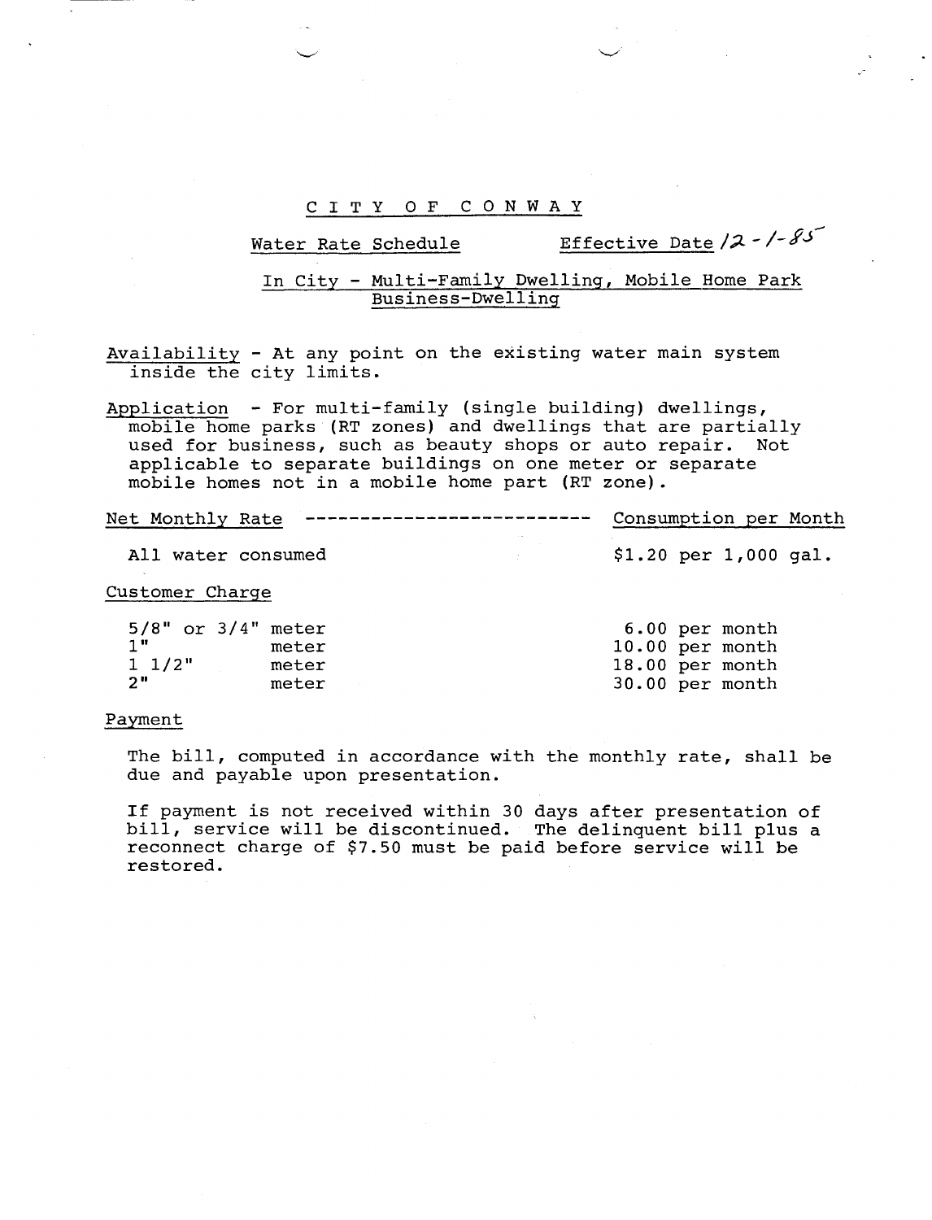# CITY OF CONWAY

## Water Rate Schedule — Effective Date 12-1-85

### In City - Multi-Family Dwelling, Mobile Home Park Business-Dwelling

Availability - At any point on the existing water main system inside the city limits.

Application - For multi-family (single building) dwellings, mobile home parks (RT zones) and dwellings that are partially used for business, such as beauty shops or auto repair. Not applicable to separate buildings on one meter or separate mobile homes not in a mobile home part (RT zone).

| Net Monthly Rate | Consumption per Month |
|---|---|
| All water consumed | $1.20 per 1,000 gal. |

Customer Charge

| | |
|---|---|
| 5/8" or 3/4" meter | 6.00 per month |
| 1" meter | 10.00 per month |
| 1 1/2" meter | 18.00 per month |
| 2" meter | 30.00 per month |

Payment

The bill, computed in accordance with the monthly rate, shall be due and payable upon presentation.

If payment is not received within 30 days after presentation of bill, service will be discontinued. The delinquent bill plus a reconnect charge of $7.50 must be paid before service will be restored.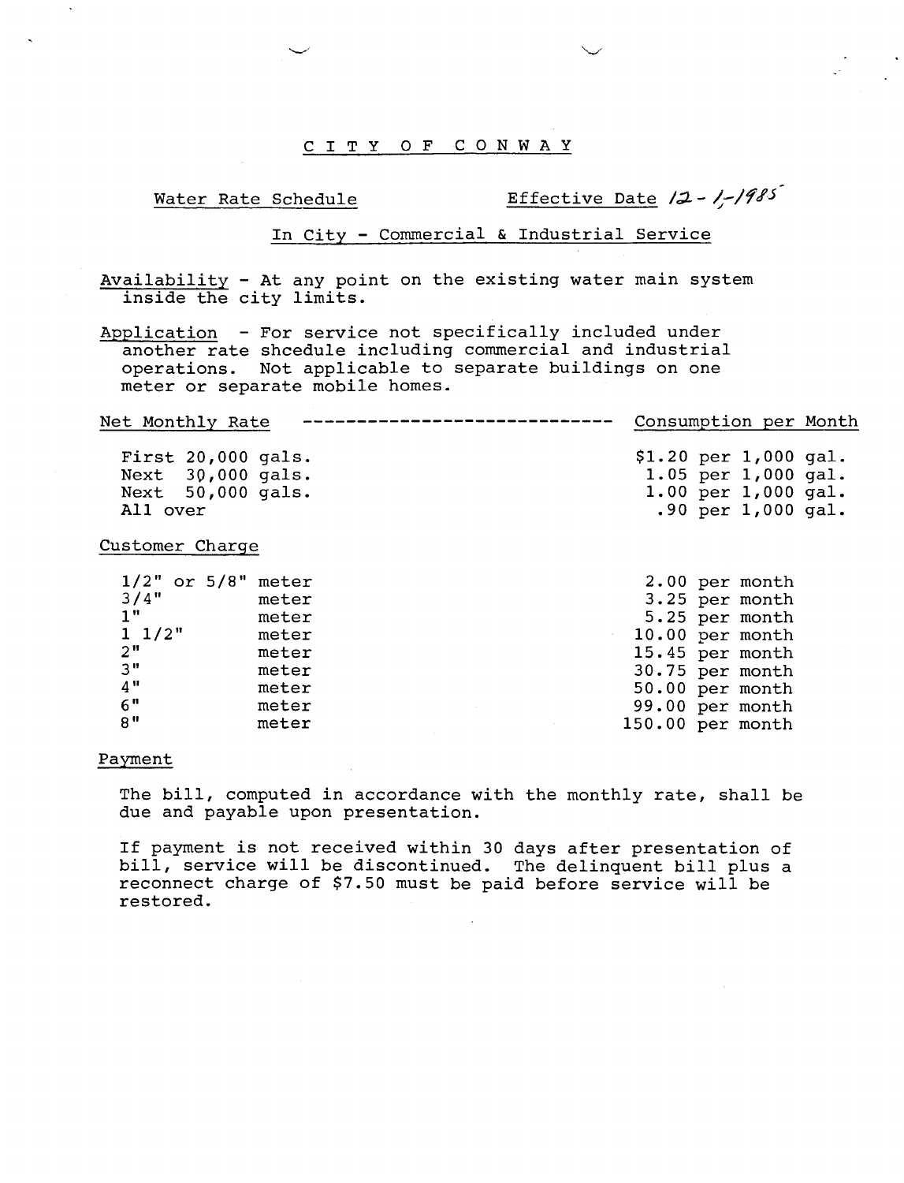# CITY OF CONWAY

**Water Rate Schedule** — Effective Date 12-1-1985

**In City - Commercial & Industrial Service**

Availability - At any point on the existing water main system inside the city limits.

Application - For service not specifically included under another rate shcedule including commercial and industrial operations. Not applicable to separate buildings on one meter or separate mobile homes.

| Net Monthly Rate | Consumption per Month |
|---|---|
| First 20,000 gals. | $1.20 per 1,000 gal. |
| Next 30,000 gals. | 1.05 per 1,000 gal. |
| Next 50,000 gals. | 1.00 per 1,000 gal. |
| All over | .90 per 1,000 gal. |

Customer Charge

| Meter | Charge |
|---|---|
| 1/2" or 5/8" meter | 2.00 per month |
| 3/4" meter | 3.25 per month |
| 1" meter | 5.25 per month |
| 1 1/2" meter | 10.00 per month |
| 2" meter | 15.45 per month |
| 3" meter | 30.75 per month |
| 4" meter | 50.00 per month |
| 6" meter | 99.00 per month |
| 8" meter | 150.00 per month |

Payment

The bill, computed in accordance with the monthly rate, shall be due and payable upon presentation.

If payment is not received within 30 days after presentation of bill, service will be discontinued. The delinquent bill plus a reconnect charge of $7.50 must be paid before service will be restored.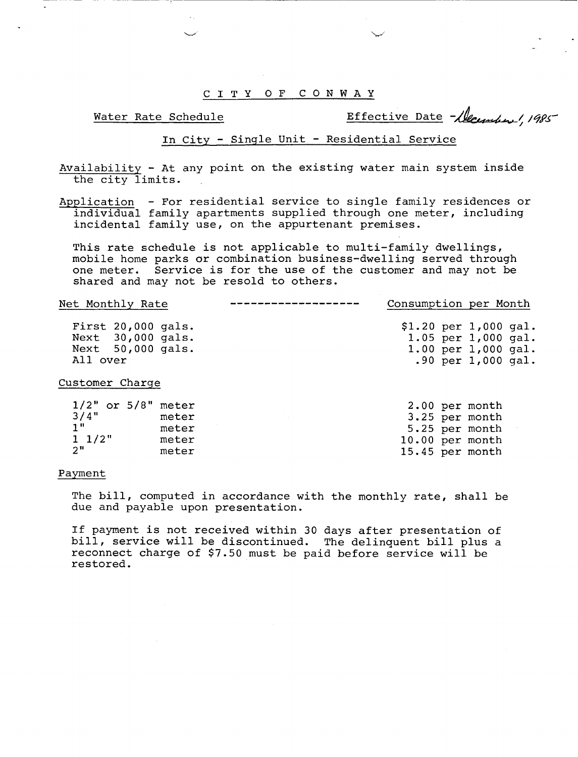# CITY OF CONWAY

Water Rate Schedule — Effective Date - December 1, 1985

## In City - Single Unit - Residential Service

Availability - At any point on the existing water main system inside the city limits.

Application - For residential service to single family residences or individual family apartments supplied through one meter, including incidental family use, on the appurtenant premises.

This rate schedule is not applicable to multi-family dwellings, mobile home parks or combination business-dwelling served through one meter. Service is for the use of the customer and may not be shared and may not be resold to others.

| Net Monthly Rate | Consumption per Month |
|---|---|
| First 20,000 gals. | $1.20 per 1,000 gal. |
| Next 30,000 gals. | 1.05 per 1,000 gal. |
| Next 50,000 gals. | 1.00 per 1,000 gal. |
| All over | .90 per 1,000 gal. |

Customer Charge

| Meter | Charge |
|---|---|
| 1/2" or 5/8" meter | 2.00 per month |
| 3/4" meter | 3.25 per month |
| 1" meter | 5.25 per month |
| 1 1/2" meter | 10.00 per month |
| 2" meter | 15.45 per month |

Payment

The bill, computed in accordance with the monthly rate, shall be due and payable upon presentation.

If payment is not received within 30 days after presentation of bill, service will be discontinued. The delinquent bill plus a reconnect charge of $7.50 must be paid before service will be restored.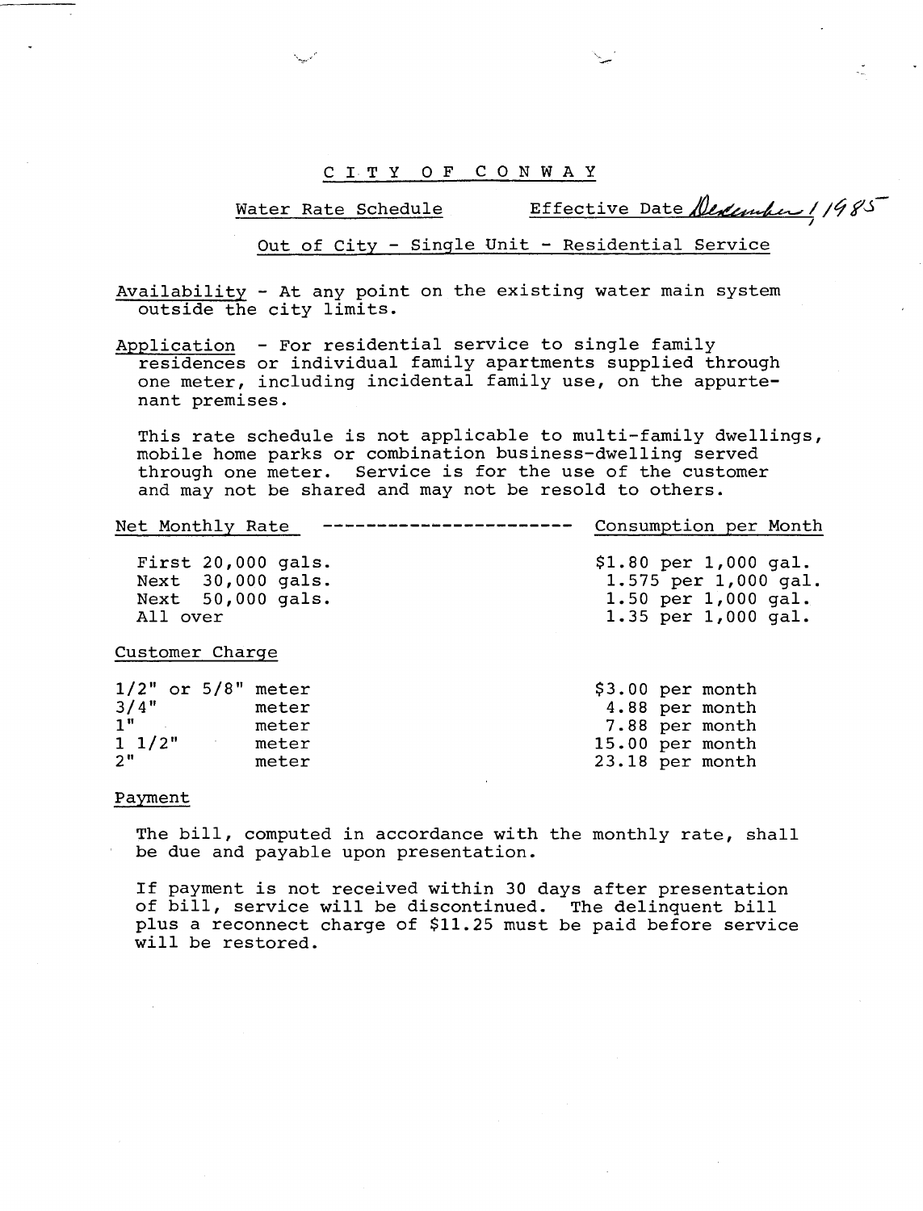# CITY OF CONWAY

## Water Rate Schedule — Effective Date December 1, 1985

### Out of City - Single Unit - Residential Service

Availability - At any point on the existing water main system outside the city limits.

Application - For residential service to single family residences or individual family apartments supplied through one meter, including incidental family use, on the appurtenant premises.

This rate schedule is not applicable to multi-family dwellings, mobile home parks or combination business-dwelling served through one meter. Service is for the use of the customer and may not be shared and may not be resold to others.

| Net Monthly Rate | Consumption per Month |
|---|---|
| First 20,000 gals. | $1.80 per 1,000 gal. |
| Next 30,000 gals. | 1.575 per 1,000 gal. |
| Next 50,000 gals. | 1.50 per 1,000 gal. |
| All over | 1.35 per 1,000 gal. |

Customer Charge

| Meter | Charge |
|---|---|
| 1/2" or 5/8" meter | $3.00 per month |
| 3/4" meter | 4.88 per month |
| 1" meter | 7.88 per month |
| 1 1/2" meter | 15.00 per month |
| 2" meter | 23.18 per month |

Payment

The bill, computed in accordance with the monthly rate, shall be due and payable upon presentation.

If payment is not received within 30 days after presentation of bill, service will be discontinued. The delinquent bill plus a reconnect charge of $11.25 must be paid before service will be restored.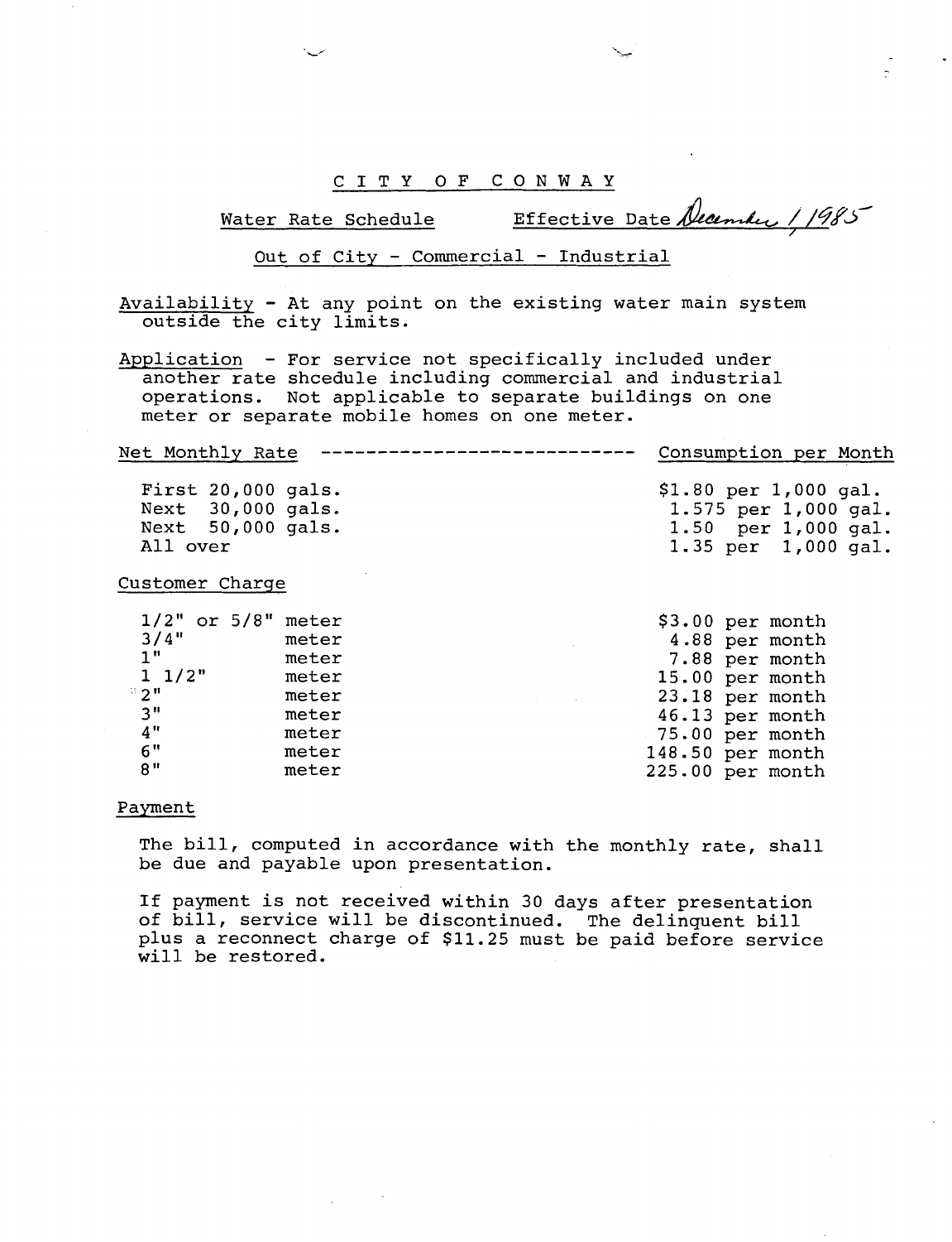# CITY OF CONWAY

## Water Rate Schedule Effective Date December 1, 1985

### Out of City - Commercial - Industrial

Availability - At any point on the existing water main system outside the city limits.

Application - For service not specifically included under another rate shcedule including commercial and industrial operations. Not applicable to separate buildings on one meter or separate mobile homes on one meter.

| Net Monthly Rate | Consumption per Month |
|---|---|
| First 20,000 gals. | $1.80 per 1,000 gal. |
| Next 30,000 gals. | 1.575 per 1,000 gal. |
| Next 50,000 gals. | 1.50 per 1,000 gal. |
| All over | 1.35 per 1,000 gal. |

Customer Charge

| Meter | Charge |
|---|---|
| 1/2" or 5/8" meter | $3.00 per month |
| 3/4" meter | 4.88 per month |
| 1" meter | 7.88 per month |
| 1 1/2" meter | 15.00 per month |
| 2" meter | 23.18 per month |
| 3" meter | 46.13 per month |
| 4" meter | 75.00 per month |
| 6" meter | 148.50 per month |
| 8" meter | 225.00 per month |

Payment

The bill, computed in accordance with the monthly rate, shall be due and payable upon presentation.

If payment is not received within 30 days after presentation of bill, service will be discontinued. The delinquent bill plus a reconnect charge of $11.25 must be paid before service will be restored.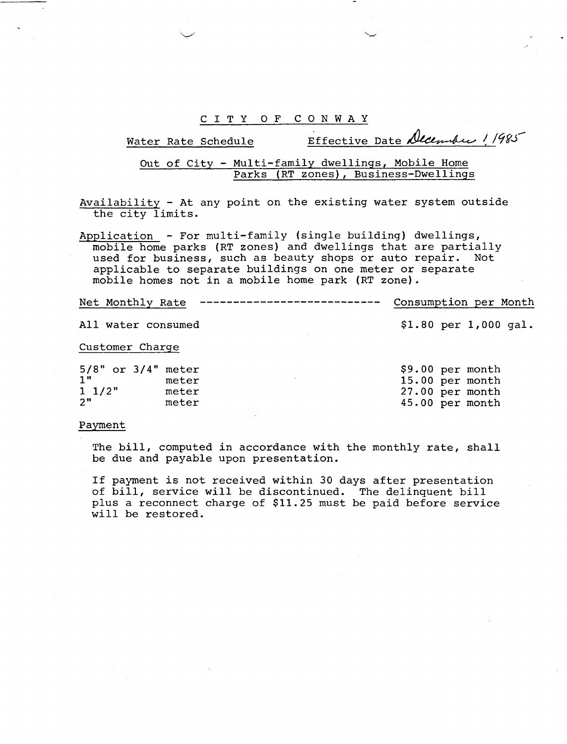# CITY OF CONWAY

**Water Rate Schedule** Effective Date December 1, 1985

**Out of City - Multi-family dwellings, Mobile Home Parks (RT zones), Business-Dwellings**

Availability - At any point on the existing water system outside the city limits.

Application - For multi-family (single building) dwellings, mobile home parks (RT zones) and dwellings that are partially used for business, such as beauty shops or auto repair. Not applicable to separate buildings on one meter or separate mobile homes not in a mobile home park (RT zone).

| Net Monthly Rate | Consumption per Month |
|---|---|
| All water consumed | $1.80 per 1,000 gal. |

Customer Charge

| | |
|---|---|
| 5/8" or 3/4" meter | $9.00 per month |
| 1" meter | 15.00 per month |
| 1 1/2" meter | 27.00 per month |
| 2" meter | 45.00 per month |

Payment

The bill, computed in accordance with the monthly rate, shall be due and payable upon presentation.

If payment is not received within 30 days after presentation of bill, service will be discontinued. The delinquent bill plus a reconnect charge of $11.25 must be paid before service will be restored.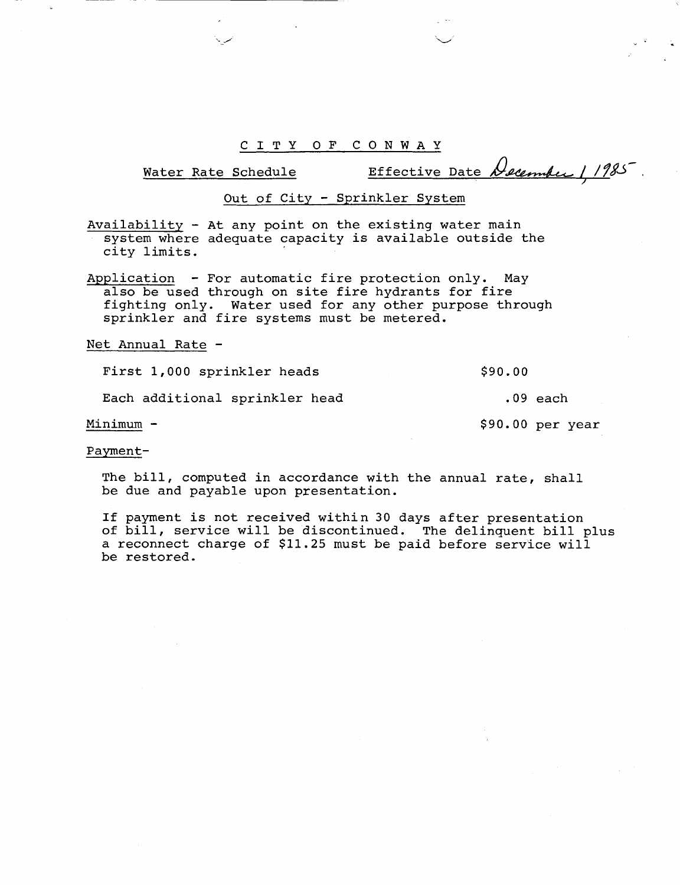# CITY OF CONWAY

Water Rate Schedule    Effective Date December 1, 1985.

## Out of City - Sprinkler System

Availability - At any point on the existing water main system where adequate capacity is available outside the city limits.

Application - For automatic fire protection only. May also be used through on site fire hydrants for fire fighting only. Water used for any other purpose through sprinkler and fire systems must be metered.

Net Annual Rate -

| | |
|---|---|
| First 1,000 sprinkler heads | $90.00 |
| Each additional sprinkler head | .09 each |
| Minimum - | $90.00 per year |

Payment-

The bill, computed in accordance with the annual rate, shall be due and payable upon presentation.

If payment is not received within 30 days after presentation of bill, service will be discontinued. The delinquent bill plus a reconnect charge of $11.25 must be paid before service will be restored.